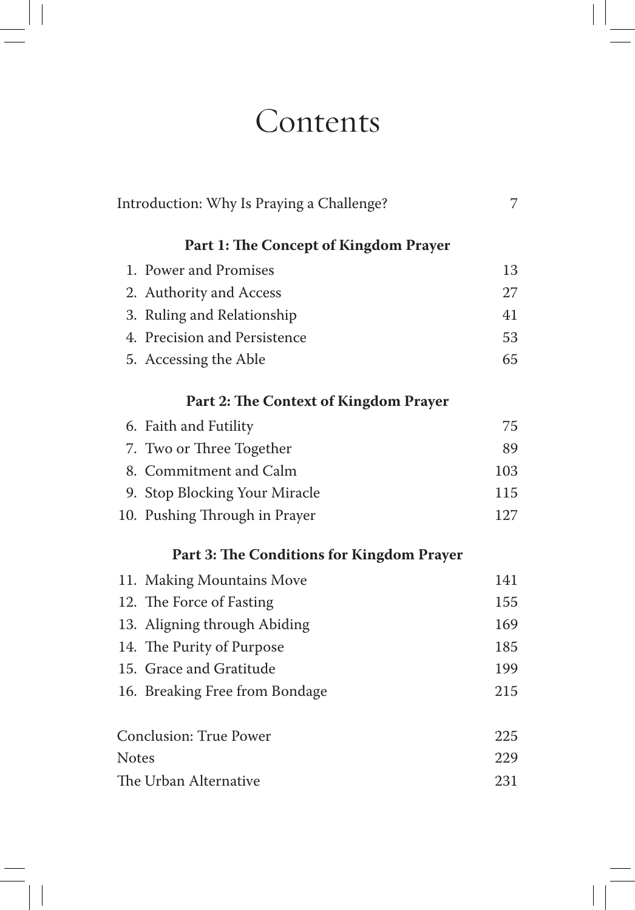# Contents

Introduction: Why Is Praying a Challenge? 7

**Part 1: The Concept of Kingdom Prayer**

1. Power and Promises 13
2. Authority and Access 27
3. Ruling and Relationship 41
4. Precision and Persistence 53
5. Accessing the Able 65

**Part 2: The Context of Kingdom Prayer**

6. Faith and Futility 75
7. Two or Three Together 89
8. Commitment and Calm 103
9. Stop Blocking Your Miracle 115
10. Pushing Through in Prayer 127

**Part 3: The Conditions for Kingdom Prayer**

11. Making Mountains Move 141
12. The Force of Fasting 155
13. Aligning through Abiding 169
14. The Purity of Purpose 185
15. Grace and Gratitude 199
16. Breaking Free from Bondage 215

Conclusion: True Power 225

Notes 229

The Urban Alternative 231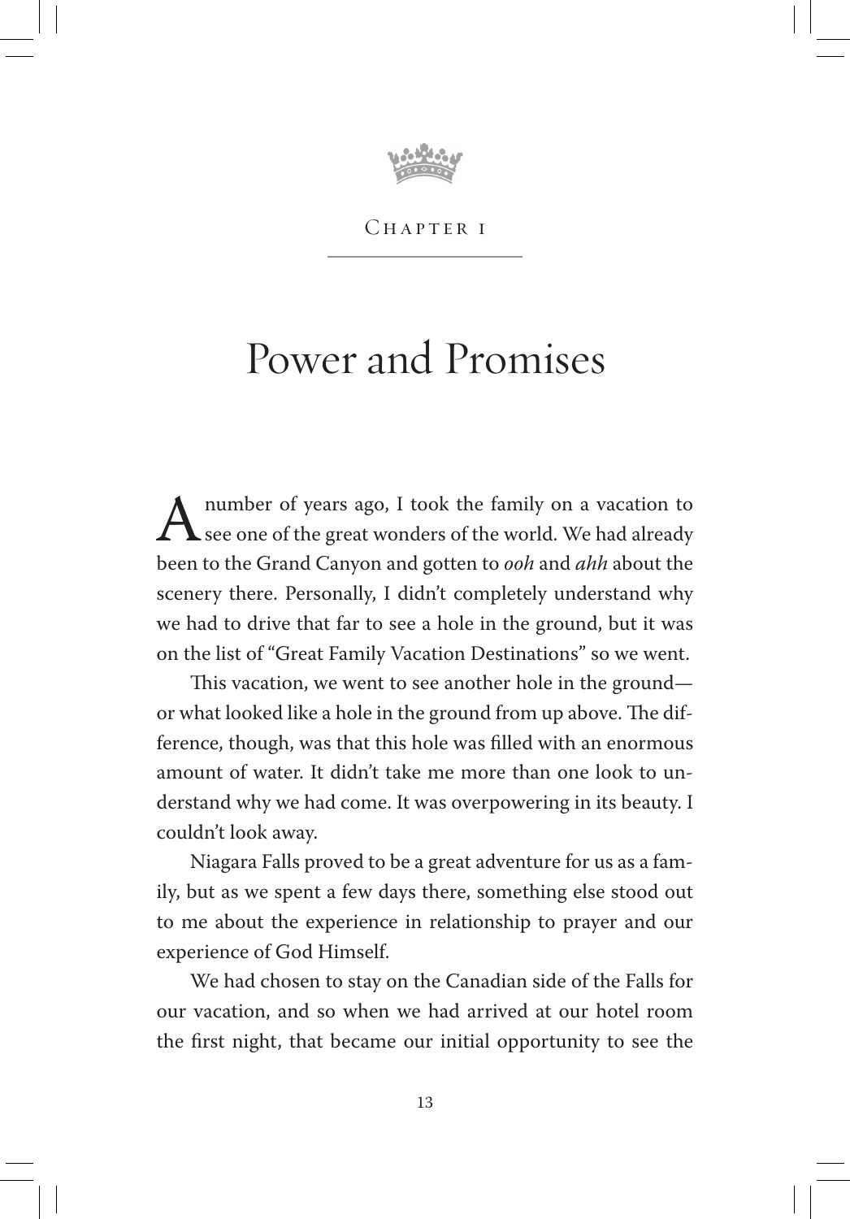Chapter 1

# Power and Promises

A number of years ago, I took the family on a vacation to see one of the great wonders of the world. We had already been to the Grand Canyon and gotten to *ooh* and *ahh* about the scenery there. Personally, I didn't completely understand why we had to drive that far to see a hole in the ground, but it was on the list of "Great Family Vacation Destinations" so we went.

This vacation, we went to see another hole in the ground—or what looked like a hole in the ground from up above. The difference, though, was that this hole was filled with an enormous amount of water. It didn't take me more than one look to understand why we had come. It was overpowering in its beauty. I couldn't look away.

Niagara Falls proved to be a great adventure for us as a family, but as we spent a few days there, something else stood out to me about the experience in relationship to prayer and our experience of God Himself.

We had chosen to stay on the Canadian side of the Falls for our vacation, and so when we had arrived at our hotel room the first night, that became our initial opportunity to see the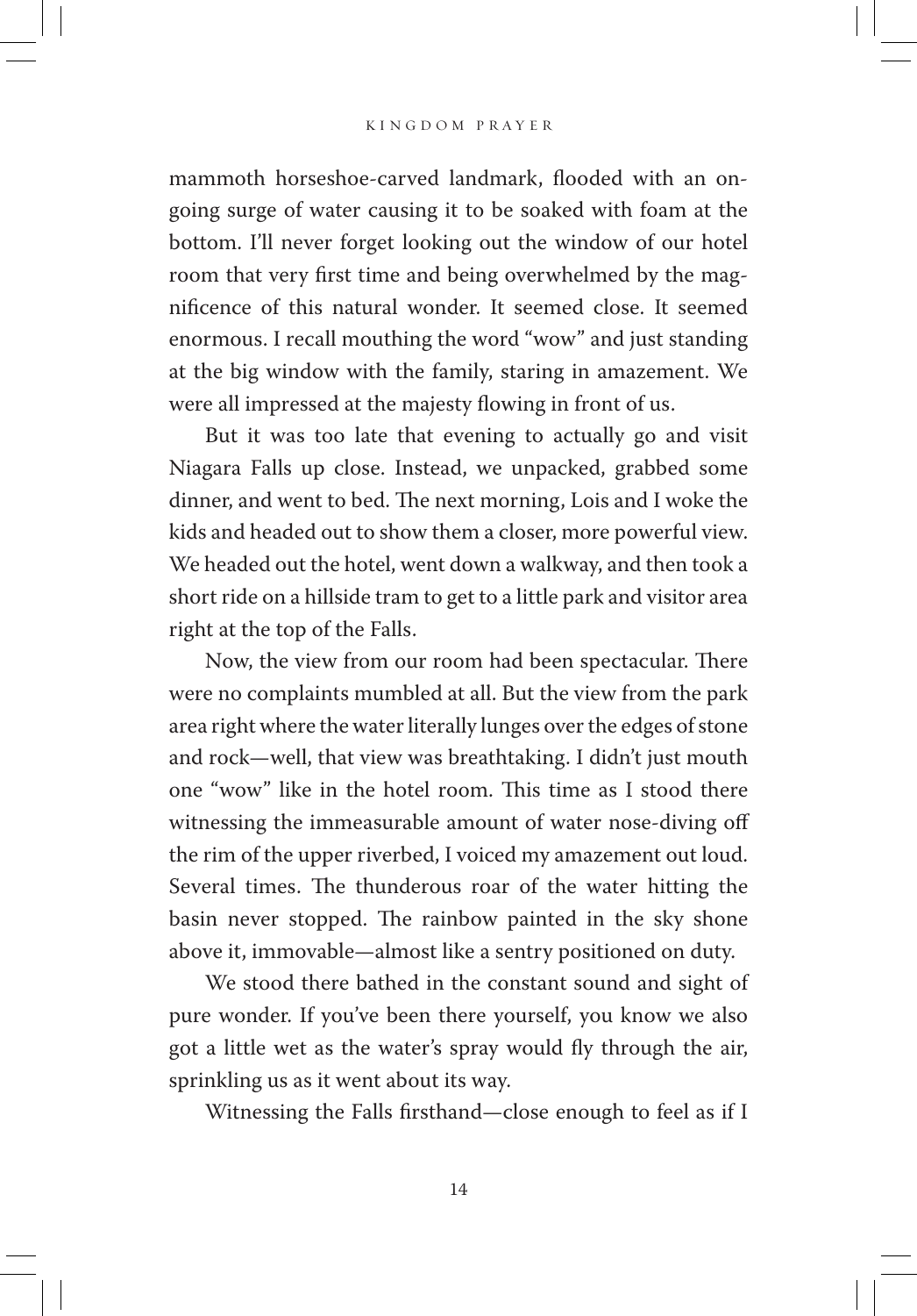mammoth horseshoe-carved landmark, flooded with an ongoing surge of water causing it to be soaked with foam at the bottom. I'll never forget looking out the window of our hotel room that very first time and being overwhelmed by the magnificence of this natural wonder. It seemed close. It seemed enormous. I recall mouthing the word "wow" and just standing at the big window with the family, staring in amazement. We were all impressed at the majesty flowing in front of us.

But it was too late that evening to actually go and visit Niagara Falls up close. Instead, we unpacked, grabbed some dinner, and went to bed. The next morning, Lois and I woke the kids and headed out to show them a closer, more powerful view. We headed out the hotel, went down a walkway, and then took a short ride on a hillside tram to get to a little park and visitor area right at the top of the Falls.

Now, the view from our room had been spectacular. There were no complaints mumbled at all. But the view from the park area right where the water literally lunges over the edges of stone and rock—well, that view was breathtaking. I didn't just mouth one "wow" like in the hotel room. This time as I stood there witnessing the immeasurable amount of water nose-diving off the rim of the upper riverbed, I voiced my amazement out loud. Several times. The thunderous roar of the water hitting the basin never stopped. The rainbow painted in the sky shone above it, immovable—almost like a sentry positioned on duty.

We stood there bathed in the constant sound and sight of pure wonder. If you've been there yourself, you know we also got a little wet as the water's spray would fly through the air, sprinkling us as it went about its way.

Witnessing the Falls firsthand—close enough to feel as if I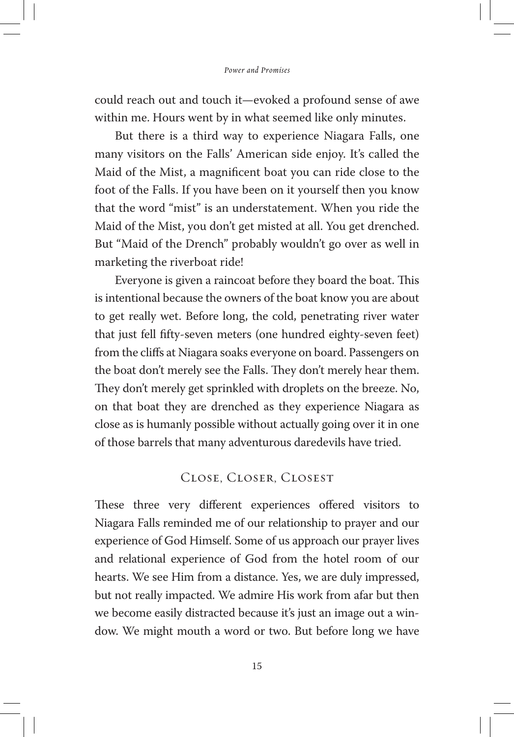could reach out and touch it—evoked a profound sense of awe within me. Hours went by in what seemed like only minutes.

But there is a third way to experience Niagara Falls, one many visitors on the Falls' American side enjoy. It's called the Maid of the Mist, a magnificent boat you can ride close to the foot of the Falls. If you have been on it yourself then you know that the word "mist" is an understatement. When you ride the Maid of the Mist, you don't get misted at all. You get drenched. But "Maid of the Drench" probably wouldn't go over as well in marketing the riverboat ride!

Everyone is given a raincoat before they board the boat. This is intentional because the owners of the boat know you are about to get really wet. Before long, the cold, penetrating river water that just fell fifty-seven meters (one hundred eighty-seven feet) from the cliffs at Niagara soaks everyone on board. Passengers on the boat don't merely see the Falls. They don't merely hear them. They don't merely get sprinkled with droplets on the breeze. No, on that boat they are drenched as they experience Niagara as close as is humanly possible without actually going over it in one of those barrels that many adventurous daredevils have tried.

## Close, Closer, Closest

These three very different experiences offered visitors to Niagara Falls reminded me of our relationship to prayer and our experience of God Himself. Some of us approach our prayer lives and relational experience of God from the hotel room of our hearts. We see Him from a distance. Yes, we are duly impressed, but not really impacted. We admire His work from afar but then we become easily distracted because it's just an image out a window. We might mouth a word or two. But before long we have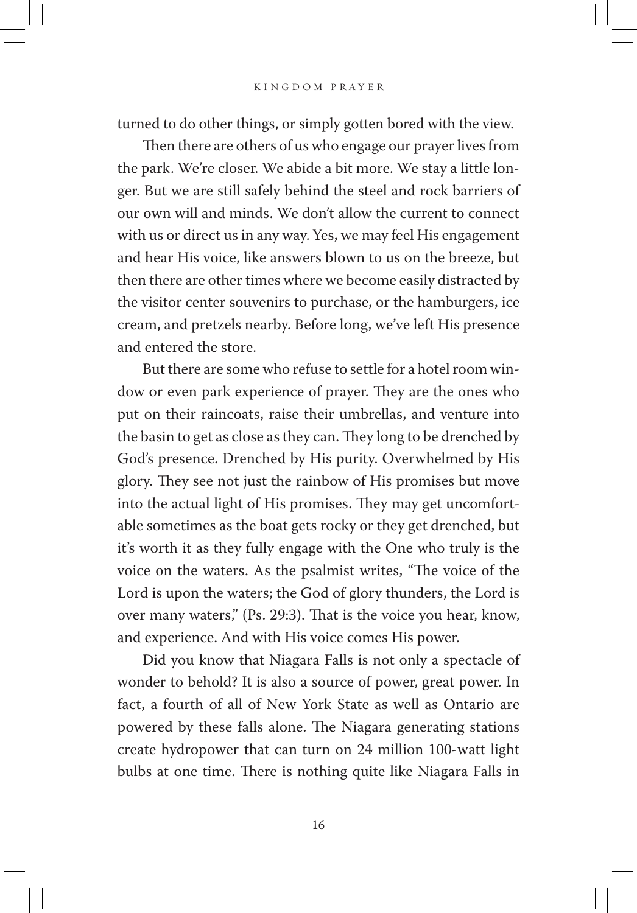turned to do other things, or simply gotten bored with the view.

Then there are others of us who engage our prayer lives from the park. We're closer. We abide a bit more. We stay a little longer. But we are still safely behind the steel and rock barriers of our own will and minds. We don't allow the current to connect with us or direct us in any way. Yes, we may feel His engagement and hear His voice, like answers blown to us on the breeze, but then there are other times where we become easily distracted by the visitor center souvenirs to purchase, or the hamburgers, ice cream, and pretzels nearby. Before long, we've left His presence and entered the store.

But there are some who refuse to settle for a hotel room window or even park experience of prayer. They are the ones who put on their raincoats, raise their umbrellas, and venture into the basin to get as close as they can. They long to be drenched by God's presence. Drenched by His purity. Overwhelmed by His glory. They see not just the rainbow of His promises but move into the actual light of His promises. They may get uncomfortable sometimes as the boat gets rocky or they get drenched, but it's worth it as they fully engage with the One who truly is the voice on the waters. As the psalmist writes, "The voice of the Lord is upon the waters; the God of glory thunders, the Lord is over many waters," (Ps. 29:3). That is the voice you hear, know, and experience. And with His voice comes His power.

Did you know that Niagara Falls is not only a spectacle of wonder to behold? It is also a source of power, great power. In fact, a fourth of all of New York State as well as Ontario are powered by these falls alone. The Niagara generating stations create hydropower that can turn on 24 million 100-watt light bulbs at one time. There is nothing quite like Niagara Falls in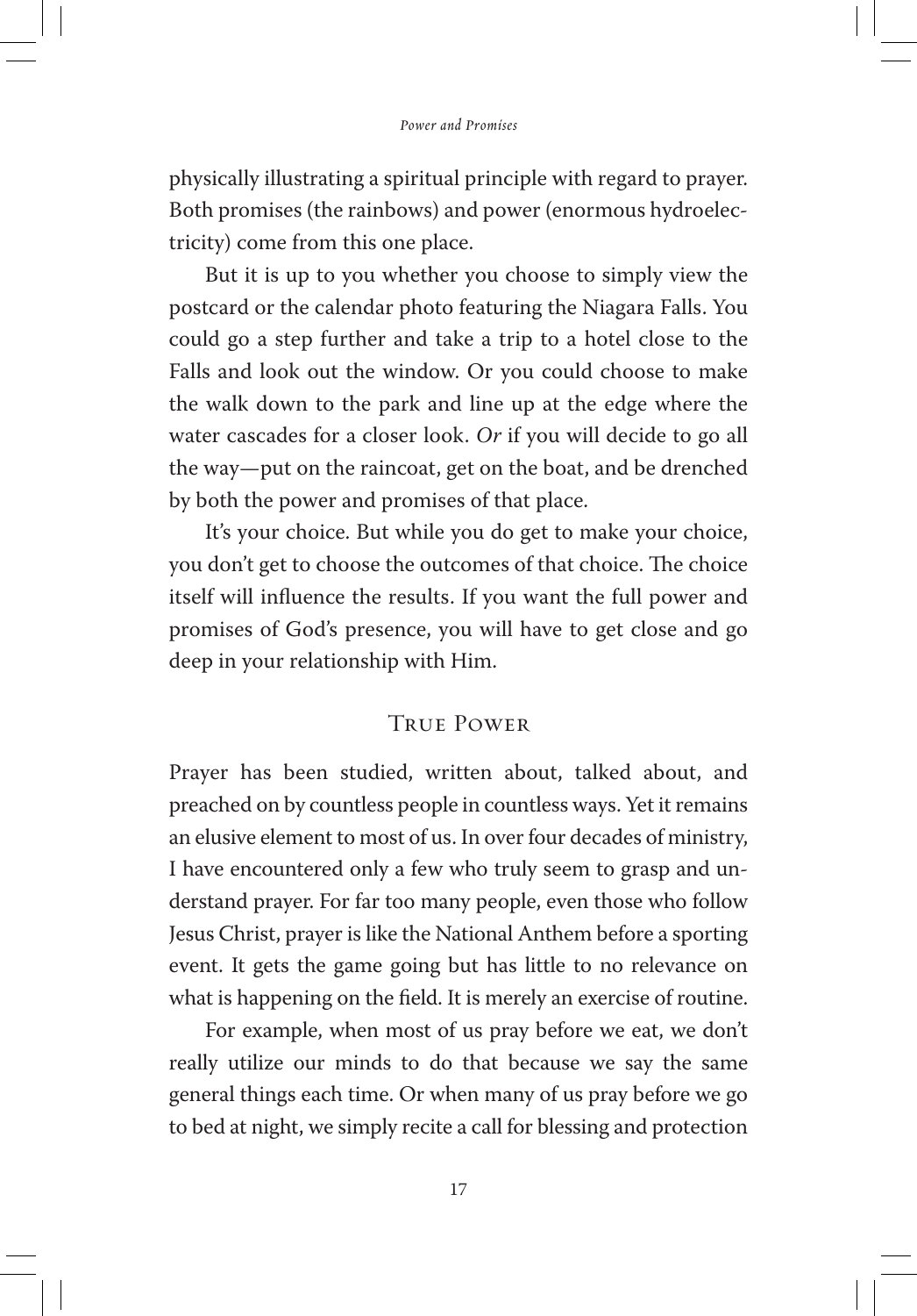physically illustrating a spiritual principle with regard to prayer. Both promises (the rainbows) and power (enormous hydroelectricity) come from this one place.

But it is up to you whether you choose to simply view the postcard or the calendar photo featuring the Niagara Falls. You could go a step further and take a trip to a hotel close to the Falls and look out the window. Or you could choose to make the walk down to the park and line up at the edge where the water cascades for a closer look. *Or* if you will decide to go all the way—put on the raincoat, get on the boat, and be drenched by both the power and promises of that place.

It's your choice. But while you do get to make your choice, you don't get to choose the outcomes of that choice. The choice itself will influence the results. If you want the full power and promises of God's presence, you will have to get close and go deep in your relationship with Him.

## True Power

Prayer has been studied, written about, talked about, and preached on by countless people in countless ways. Yet it remains an elusive element to most of us. In over four decades of ministry, I have encountered only a few who truly seem to grasp and understand prayer. For far too many people, even those who follow Jesus Christ, prayer is like the National Anthem before a sporting event. It gets the game going but has little to no relevance on what is happening on the field. It is merely an exercise of routine.

For example, when most of us pray before we eat, we don't really utilize our minds to do that because we say the same general things each time. Or when many of us pray before we go to bed at night, we simply recite a call for blessing and protection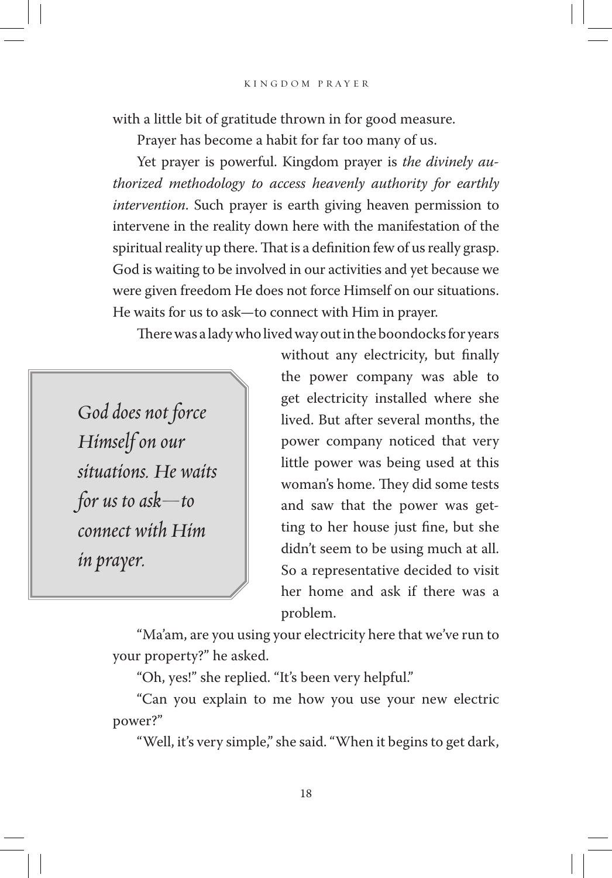with a little bit of gratitude thrown in for good measure.

Prayer has become a habit for far too many of us.

Yet prayer is powerful. Kingdom prayer is *the divinely authorized methodology to access heavenly authority for earthly intervention*. Such prayer is earth giving heaven permission to intervene in the reality down here with the manifestation of the spiritual reality up there. That is a definition few of us really grasp. God is waiting to be involved in our activities and yet because we were given freedom He does not force Himself on our situations. He waits for us to ask—to connect with Him in prayer.

There was a lady who lived way out in the boondocks for years without any electricity, but finally the power company was able to get electricity installed where she lived. But after several months, the power company noticed that very little power was being used at this woman's home. They did some tests and saw that the power was getting to her house just fine, but she didn't seem to be using much at all. So a representative decided to visit her home and ask if there was a problem.

> *God does not force Himself on our situations. He waits for us to ask—to connect with Him in prayer.*

"Ma'am, are you using your electricity here that we've run to your property?" he asked.

"Oh, yes!" she replied. "It's been very helpful."

"Can you explain to me how you use your new electric power?"

"Well, it's very simple," she said. "When it begins to get dark,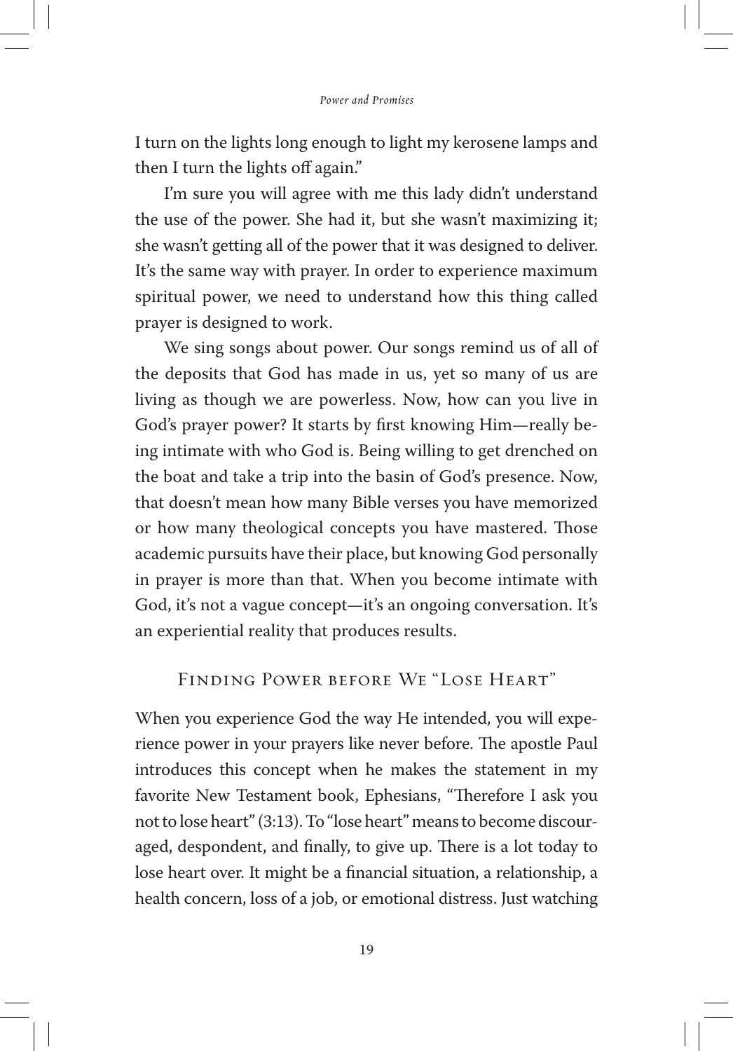I turn on the lights long enough to light my kerosene lamps and then I turn the lights off again."

I'm sure you will agree with me this lady didn't understand the use of the power. She had it, but she wasn't maximizing it; she wasn't getting all of the power that it was designed to deliver. It's the same way with prayer. In order to experience maximum spiritual power, we need to understand how this thing called prayer is designed to work.

We sing songs about power. Our songs remind us of all of the deposits that God has made in us, yet so many of us are living as though we are powerless. Now, how can you live in God's prayer power? It starts by first knowing Him—really being intimate with who God is. Being willing to get drenched on the boat and take a trip into the basin of God's presence. Now, that doesn't mean how many Bible verses you have memorized or how many theological concepts you have mastered. Those academic pursuits have their place, but knowing God personally in prayer is more than that. When you become intimate with God, it's not a vague concept—it's an ongoing conversation. It's an experiential reality that produces results.

## Finding Power before We "Lose Heart"

When you experience God the way He intended, you will experience power in your prayers like never before. The apostle Paul introduces this concept when he makes the statement in my favorite New Testament book, Ephesians, "Therefore I ask you not to lose heart" (3:13). To "lose heart" means to become discouraged, despondent, and finally, to give up. There is a lot today to lose heart over. It might be a financial situation, a relationship, a health concern, loss of a job, or emotional distress. Just watching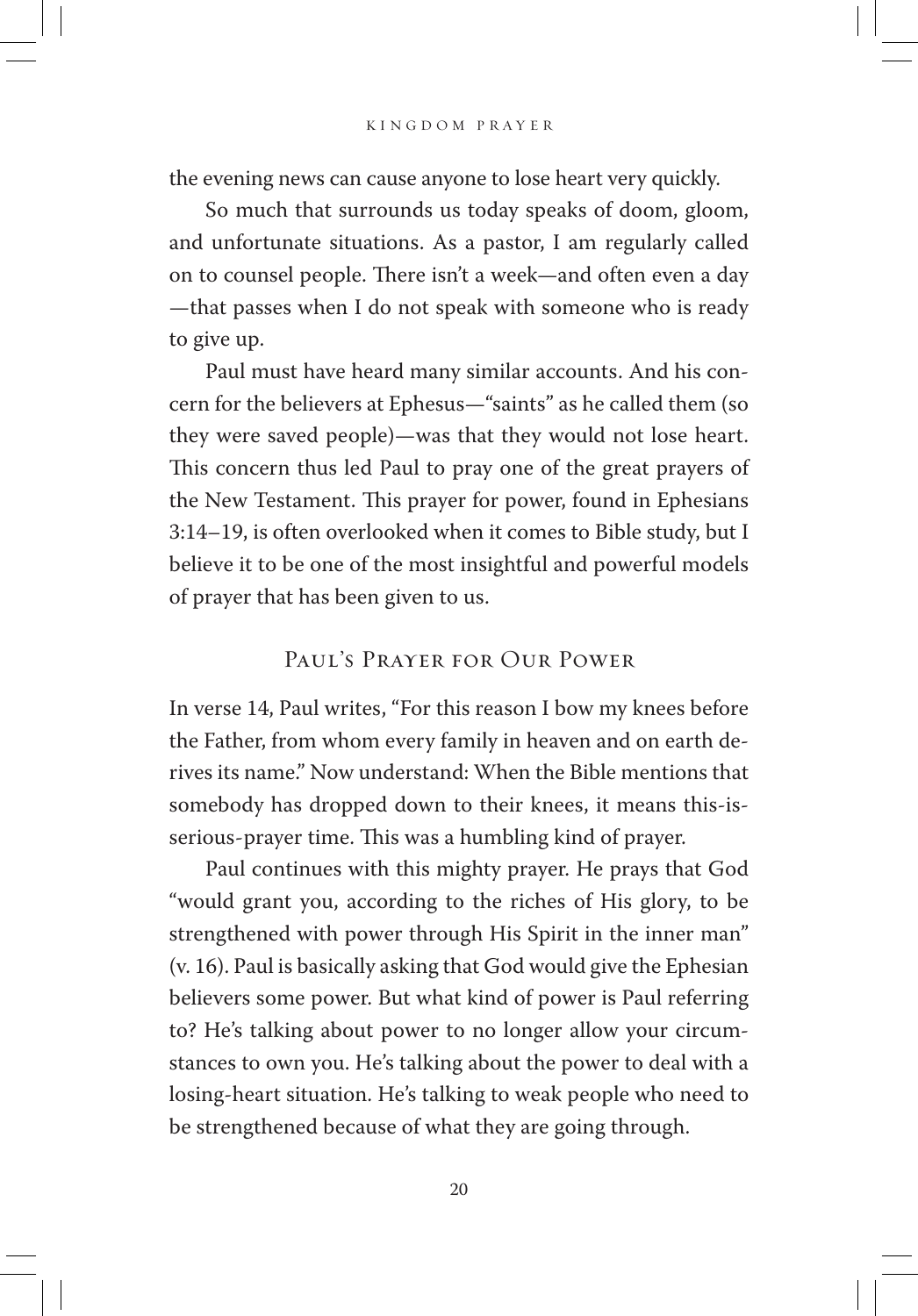the evening news can cause anyone to lose heart very quickly.

So much that surrounds us today speaks of doom, gloom, and unfortunate situations. As a pastor, I am regularly called on to counsel people. There isn't a week—and often even a day—that passes when I do not speak with someone who is ready to give up.

Paul must have heard many similar accounts. And his concern for the believers at Ephesus—"saints" as he called them (so they were saved people)—was that they would not lose heart. This concern thus led Paul to pray one of the great prayers of the New Testament. This prayer for power, found in Ephesians 3:14–19, is often overlooked when it comes to Bible study, but I believe it to be one of the most insightful and powerful models of prayer that has been given to us.

## Paul's Prayer for Our Power

In verse 14, Paul writes, "For this reason I bow my knees before the Father, from whom every family in heaven and on earth derives its name." Now understand: When the Bible mentions that somebody has dropped down to their knees, it means this-is-serious-prayer time. This was a humbling kind of prayer.

Paul continues with this mighty prayer. He prays that God "would grant you, according to the riches of His glory, to be strengthened with power through His Spirit in the inner man" (v. 16). Paul is basically asking that God would give the Ephesian believers some power. But what kind of power is Paul referring to? He's talking about power to no longer allow your circumstances to own you. He's talking about the power to deal with a losing-heart situation. He's talking to weak people who need to be strengthened because of what they are going through.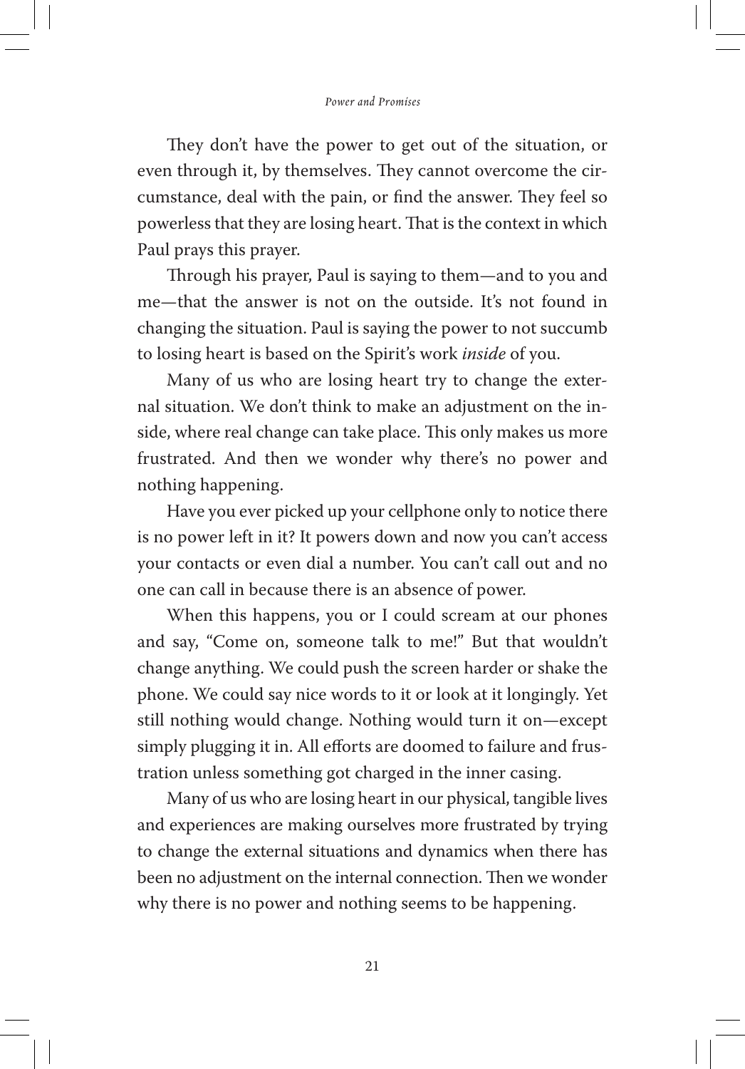They don't have the power to get out of the situation, or even through it, by themselves. They cannot overcome the circumstance, deal with the pain, or find the answer. They feel so powerless that they are losing heart. That is the context in which Paul prays this prayer.

Through his prayer, Paul is saying to them—and to you and me—that the answer is not on the outside. It's not found in changing the situation. Paul is saying the power to not succumb to losing heart is based on the Spirit's work *inside* of you.

Many of us who are losing heart try to change the external situation. We don't think to make an adjustment on the inside, where real change can take place. This only makes us more frustrated. And then we wonder why there's no power and nothing happening.

Have you ever picked up your cellphone only to notice there is no power left in it? It powers down and now you can't access your contacts or even dial a number. You can't call out and no one can call in because there is an absence of power.

When this happens, you or I could scream at our phones and say, "Come on, someone talk to me!" But that wouldn't change anything. We could push the screen harder or shake the phone. We could say nice words to it or look at it longingly. Yet still nothing would change. Nothing would turn it on—except simply plugging it in. All efforts are doomed to failure and frustration unless something got charged in the inner casing.

Many of us who are losing heart in our physical, tangible lives and experiences are making ourselves more frustrated by trying to change the external situations and dynamics when there has been no adjustment on the internal connection. Then we wonder why there is no power and nothing seems to be happening.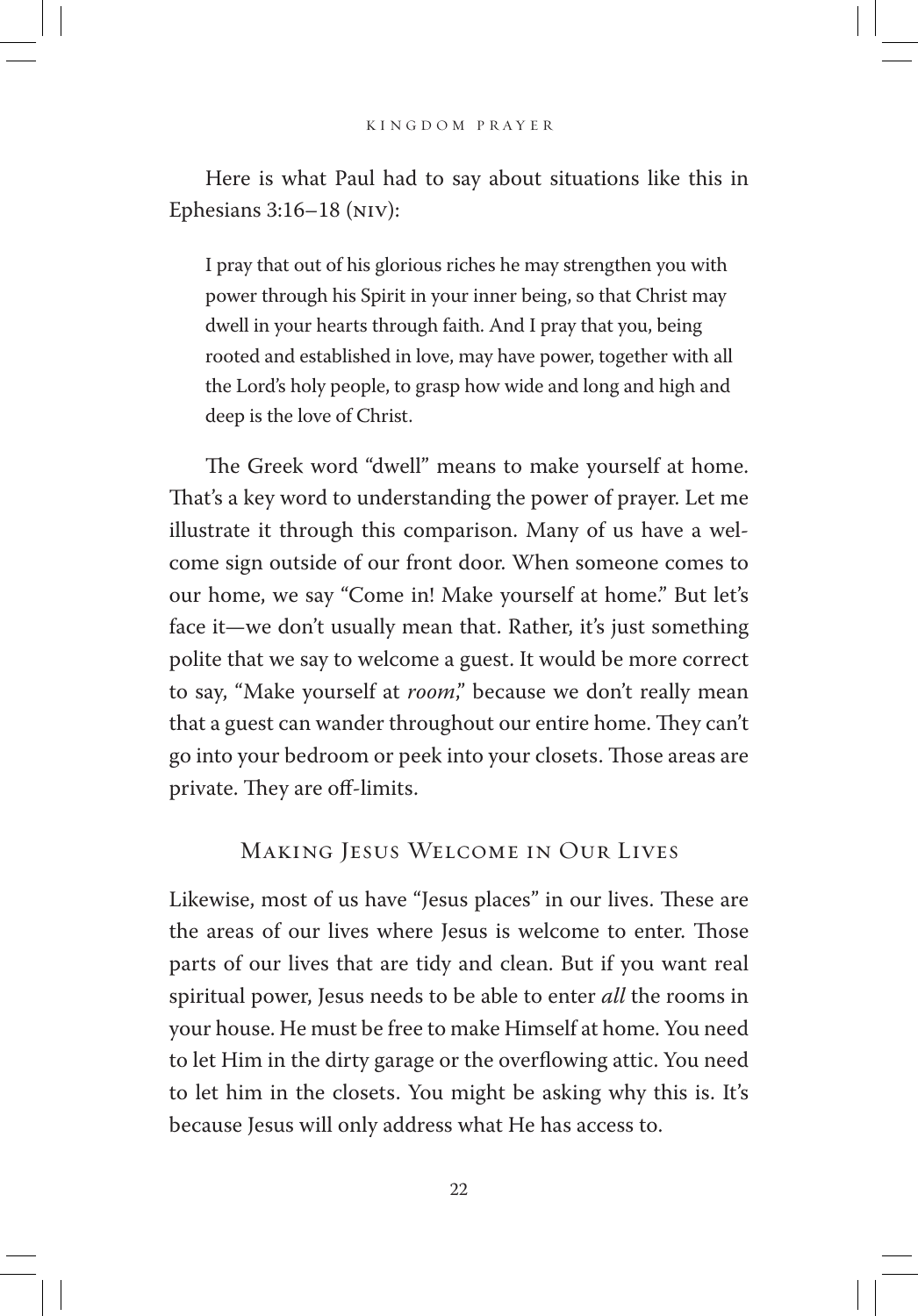Here is what Paul had to say about situations like this in Ephesians 3:16–18 (NIV):

> I pray that out of his glorious riches he may strengthen you with power through his Spirit in your inner being, so that Christ may dwell in your hearts through faith. And I pray that you, being rooted and established in love, may have power, together with all the Lord's holy people, to grasp how wide and long and high and deep is the love of Christ.

The Greek word "dwell" means to make yourself at home. That's a key word to understanding the power of prayer. Let me illustrate it through this comparison. Many of us have a welcome sign outside of our front door. When someone comes to our home, we say "Come in! Make yourself at home." But let's face it—we don't usually mean that. Rather, it's just something polite that we say to welcome a guest. It would be more correct to say, "Make yourself at *room*," because we don't really mean that a guest can wander throughout our entire home. They can't go into your bedroom or peek into your closets. Those areas are private. They are off-limits.

## Making Jesus Welcome in Our Lives

Likewise, most of us have "Jesus places" in our lives. These are the areas of our lives where Jesus is welcome to enter. Those parts of our lives that are tidy and clean. But if you want real spiritual power, Jesus needs to be able to enter *all* the rooms in your house. He must be free to make Himself at home. You need to let Him in the dirty garage or the overflowing attic. You need to let him in the closets. You might be asking why this is. It's because Jesus will only address what He has access to.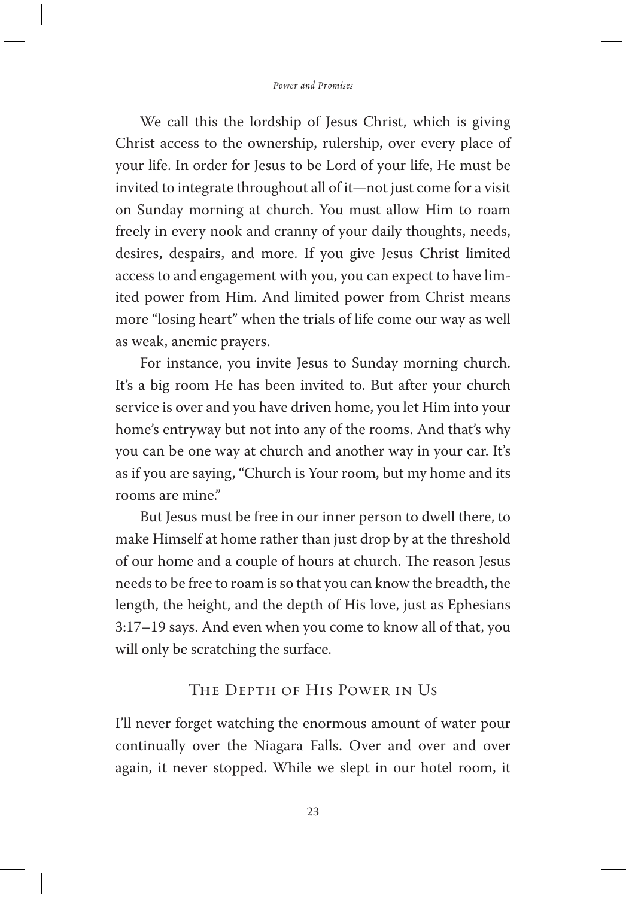We call this the lordship of Jesus Christ, which is giving Christ access to the ownership, rulership, over every place of your life. In order for Jesus to be Lord of your life, He must be invited to integrate throughout all of it—not just come for a visit on Sunday morning at church. You must allow Him to roam freely in every nook and cranny of your daily thoughts, needs, desires, despairs, and more. If you give Jesus Christ limited access to and engagement with you, you can expect to have limited power from Him. And limited power from Christ means more "losing heart" when the trials of life come our way as well as weak, anemic prayers.

For instance, you invite Jesus to Sunday morning church. It's a big room He has been invited to. But after your church service is over and you have driven home, you let Him into your home's entryway but not into any of the rooms. And that's why you can be one way at church and another way in your car. It's as if you are saying, "Church is Your room, but my home and its rooms are mine."

But Jesus must be free in our inner person to dwell there, to make Himself at home rather than just drop by at the threshold of our home and a couple of hours at church. The reason Jesus needs to be free to roam is so that you can know the breadth, the length, the height, and the depth of His love, just as Ephesians 3:17–19 says. And even when you come to know all of that, you will only be scratching the surface.

## The Depth of His Power in Us

I'll never forget watching the enormous amount of water pour continually over the Niagara Falls. Over and over and over again, it never stopped. While we slept in our hotel room, it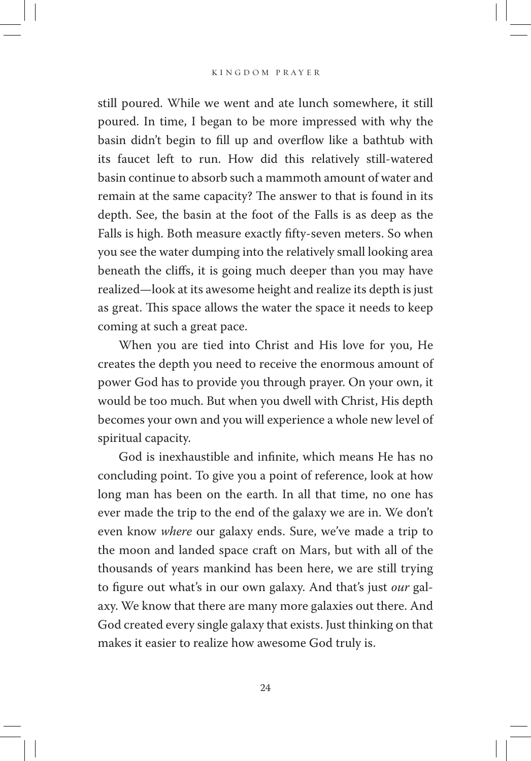still poured. While we went and ate lunch somewhere, it still poured. In time, I began to be more impressed with why the basin didn't begin to fill up and overflow like a bathtub with its faucet left to run. How did this relatively still-watered basin continue to absorb such a mammoth amount of water and remain at the same capacity? The answer to that is found in its depth. See, the basin at the foot of the Falls is as deep as the Falls is high. Both measure exactly fifty-seven meters. So when you see the water dumping into the relatively small looking area beneath the cliffs, it is going much deeper than you may have realized—look at its awesome height and realize its depth is just as great. This space allows the water the space it needs to keep coming at such a great pace.

When you are tied into Christ and His love for you, He creates the depth you need to receive the enormous amount of power God has to provide you through prayer. On your own, it would be too much. But when you dwell with Christ, His depth becomes your own and you will experience a whole new level of spiritual capacity.

God is inexhaustible and infinite, which means He has no concluding point. To give you a point of reference, look at how long man has been on the earth. In all that time, no one has ever made the trip to the end of the galaxy we are in. We don't even know *where* our galaxy ends. Sure, we've made a trip to the moon and landed space craft on Mars, but with all of the thousands of years mankind has been here, we are still trying to figure out what's in our own galaxy. And that's just *our* galaxy. We know that there are many more galaxies out there. And God created every single galaxy that exists. Just thinking on that makes it easier to realize how awesome God truly is.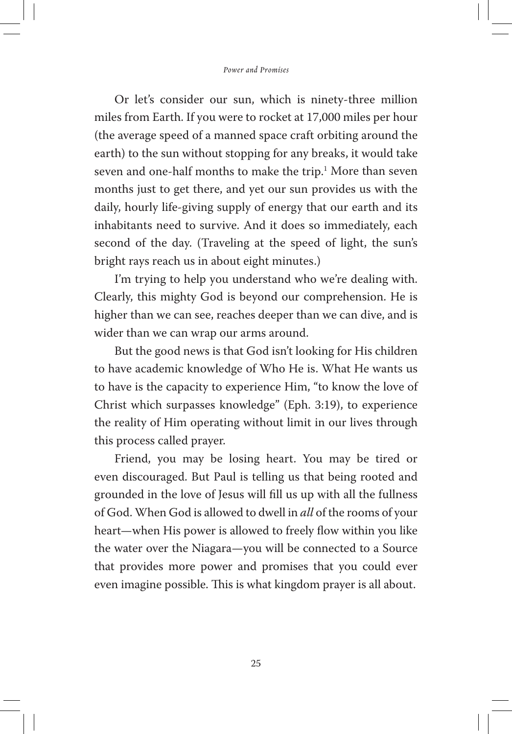Or let's consider our sun, which is ninety-three million miles from Earth. If you were to rocket at 17,000 miles per hour (the average speed of a manned space craft orbiting around the earth) to the sun without stopping for any breaks, it would take seven and one-half months to make the trip.[1] More than seven months just to get there, and yet our sun provides us with the daily, hourly life-giving supply of energy that our earth and its inhabitants need to survive. And it does so immediately, each second of the day. (Traveling at the speed of light, the sun's bright rays reach us in about eight minutes.)

I'm trying to help you understand who we're dealing with. Clearly, this mighty God is beyond our comprehension. He is higher than we can see, reaches deeper than we can dive, and is wider than we can wrap our arms around.

But the good news is that God isn't looking for His children to have academic knowledge of Who He is. What He wants us to have is the capacity to experience Him, "to know the love of Christ which surpasses knowledge" (Eph. 3:19), to experience the reality of Him operating without limit in our lives through this process called prayer.

Friend, you may be losing heart. You may be tired or even discouraged. But Paul is telling us that being rooted and grounded in the love of Jesus will fill us up with all the fullness of God. When God is allowed to dwell in *all* of the rooms of your heart—when His power is allowed to freely flow within you like the water over the Niagara—you will be connected to a Source that provides more power and promises that you could ever even imagine possible. This is what kingdom prayer is all about.